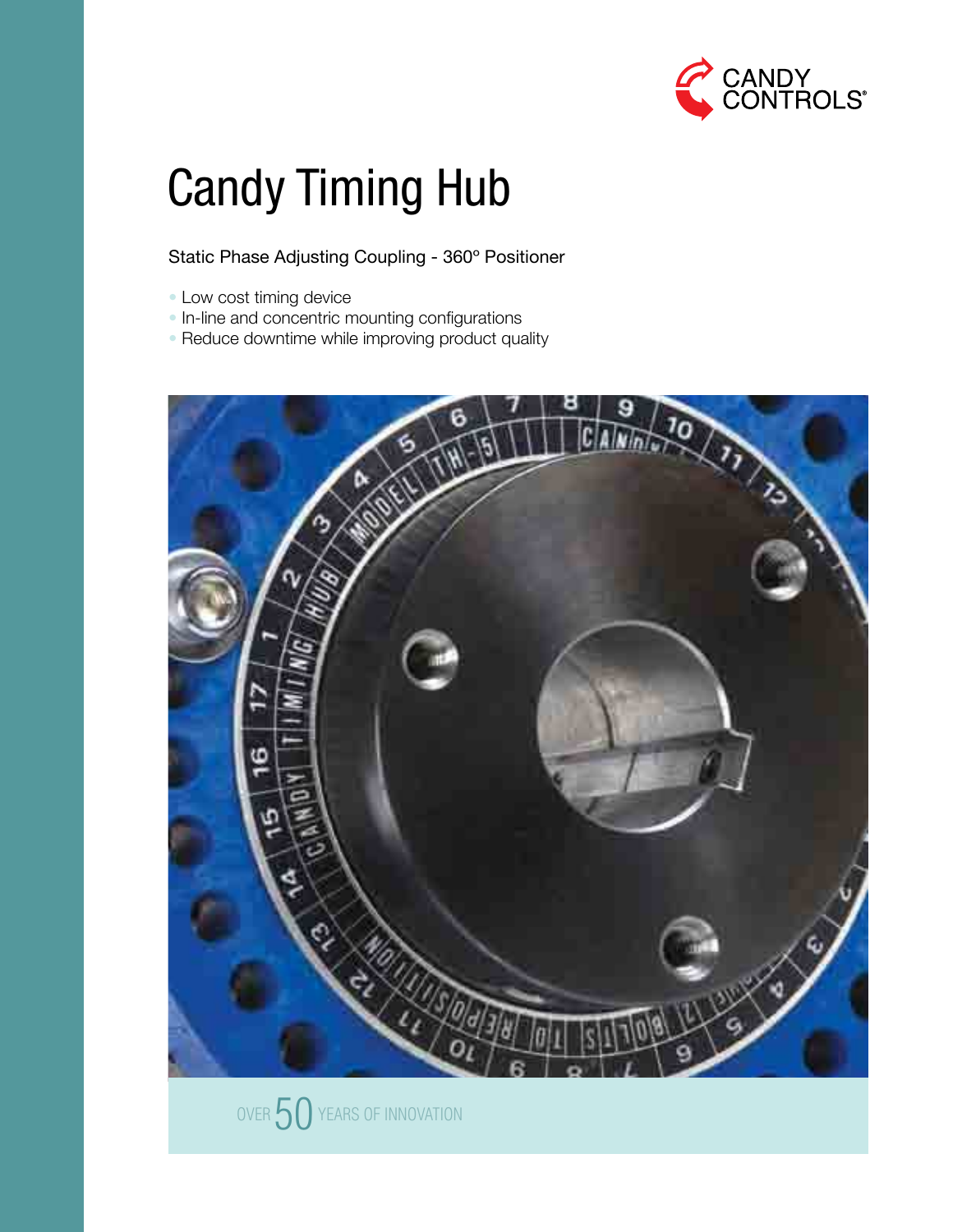CANDY CONTROLS®

# Candy Timing Hub

Static Phase Adjusting Coupling - 360° Positioner

- Low cost timing device
- In-line and concentric mounting configurations
- Reduce downtime while improving product quality

OVER 50 YEARS OF INNOVATION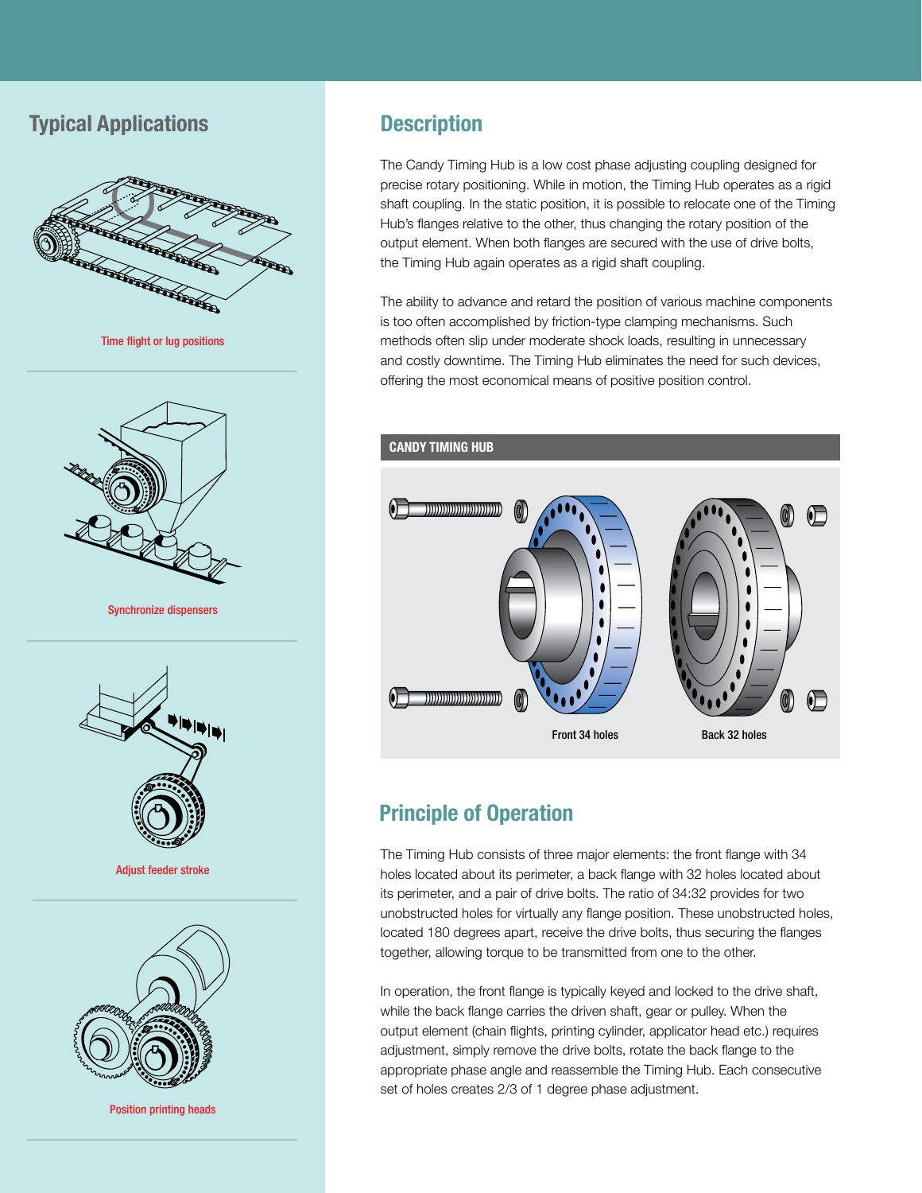## Typical Applications

Time flight or lug positions

Synchronize dispensers

Adjust feeder stroke

Position printing heads

## Description

The Candy Timing Hub is a low cost phase adjusting coupling designed for precise rotary positioning. While in motion, the Timing Hub operates as a rigid shaft coupling. In the static position, it is possible to relocate one of the Timing Hub's flanges relative to the other, thus changing the rotary position of the output element. When both flanges are secured with the use of drive bolts, the Timing Hub again operates as a rigid shaft coupling.

The ability to advance and retard the position of various machine components is too often accomplished by friction-type clamping mechanisms. Such methods often slip under moderate shock loads, resulting in unnecessary and costly downtime. The Timing Hub eliminates the need for such devices, offering the most economical means of positive position control.

**CANDY TIMING HUB**

Front 34 holes

Back 32 holes

## Principle of Operation

The Timing Hub consists of three major elements: the front flange with 34 holes located about its perimeter, a back flange with 32 holes located about its perimeter, and a pair of drive bolts. The ratio of 34:32 provides for two unobstructed holes for virtually any flange position. These unobstructed holes, located 180 degrees apart, receive the drive bolts, thus securing the flanges together, allowing torque to be transmitted from one to the other.

In operation, the front flange is typically keyed and locked to the drive shaft, while the back flange carries the driven shaft, gear or pulley. When the output element (chain flights, printing cylinder, applicator head etc.) requires adjustment, simply remove the drive bolts, rotate the back flange to the appropriate phase angle and reassemble the Timing Hub. Each consecutive set of holes creates 2/3 of 1 degree phase adjustment.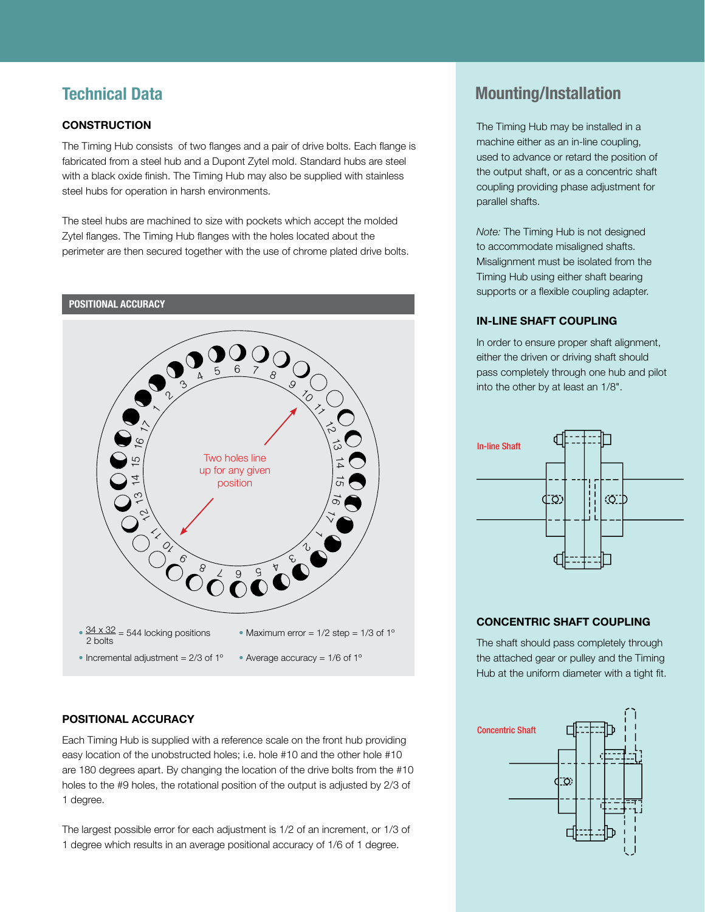## Technical Data

### CONSTRUCTION

The Timing Hub consists of two flanges and a pair of drive bolts. Each flange is fabricated from a steel hub and a Dupont Zytel mold. Standard hubs are steel with a black oxide finish. The Timing Hub may also be supplied with stainless steel hubs for operation in harsh environments.

The steel hubs are machined to size with pockets which accept the molded Zytel flanges. The Timing Hub flanges with the holes located about the perimeter are then secured together with the use of chrome plated drive bolts.

### POSITIONAL ACCURACY

Two holes line up for any given position

- $\frac{34 \times 32}{2 \text{ bolts}}$ = 544 locking positions
- Maximum error = 1/2 step = 1/3 of 1°
- Incremental adjustment = 2/3 of 1°
- Average accuracy = 1/6 of 1°

### POSITIONAL ACCURACY

Each Timing Hub is supplied with a reference scale on the front hub providing easy location of the unobstructed holes; i.e. hole #10 and the other hole #10 are 180 degrees apart. By changing the location of the drive bolts from the #10 holes to the #9 holes, the rotational position of the output is adjusted by 2/3 of 1 degree.

The largest possible error for each adjustment is 1/2 of an increment, or 1/3 of 1 degree which results in an average positional accuracy of 1/6 of 1 degree.

## Mounting/Installation

The Timing Hub may be installed in a machine either as an in-line coupling, used to advance or retard the position of the output shaft, or as a concentric shaft coupling providing phase adjustment for parallel shafts.

*Note:* The Timing Hub is not designed to accommodate misaligned shafts. Misalignment must be isolated from the Timing Hub using either shaft bearing supports or a flexible coupling adapter.

### IN-LINE SHAFT COUPLING

In order to ensure proper shaft alignment, either the driven or driving shaft should pass completely through one hub and pilot into the other by at least an 1/8".

In-line Shaft

### CONCENTRIC SHAFT COUPLING

The shaft should pass completely through the attached gear or pulley and the Timing Hub at the uniform diameter with a tight fit.

Concentric Shaft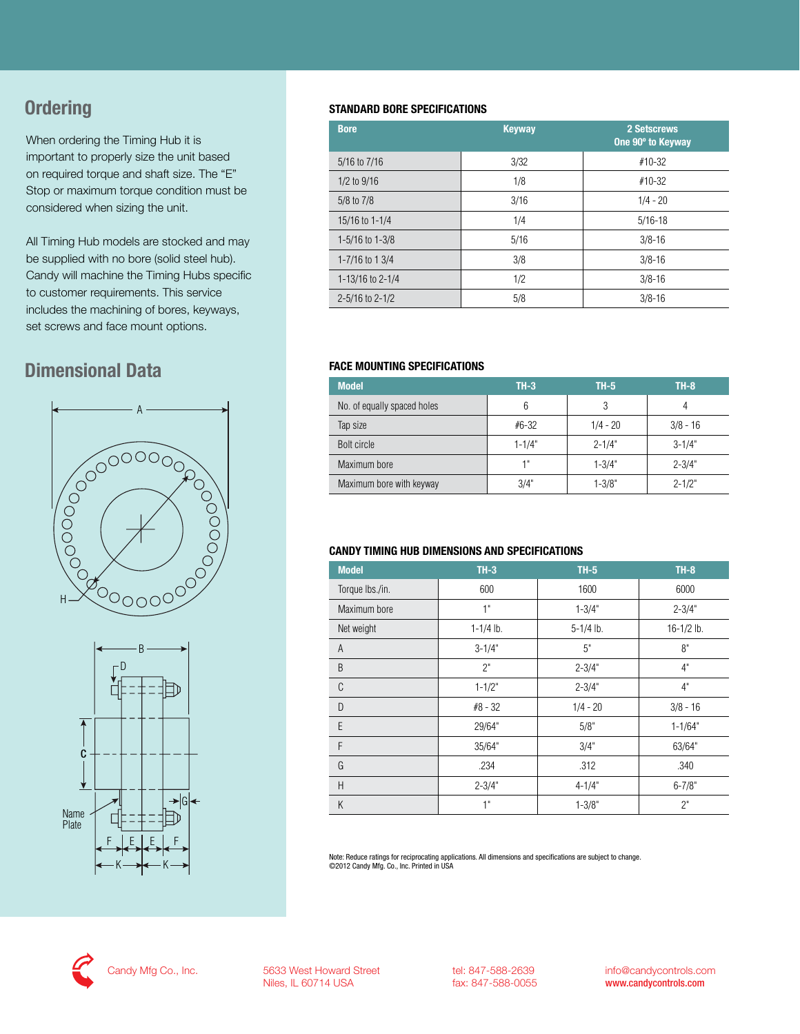## Ordering

When ordering the Timing Hub it is important to properly size the unit based on required torque and shaft size. The "E" Stop or maximum torque condition must be considered when sizing the unit.

All Timing Hub models are stocked and may be supplied with no bore (solid steel hub). Candy will machine the Timing Hubs specific to customer requirements. This service includes the machining of bores, keyways, set screws and face mount options.

## Dimensional Data

A

H

B

D

C

Name Plate

G

F E E F

K K

### STANDARD BORE SPECIFICATIONS

| Bore | Keyway | 2 Setscrews One 90° to Keyway |
|---|---|---|
| 5/16 to 7/16 | 3/32 | #10-32 |
| 1/2 to 9/16 | 1/8 | #10-32 |
| 5/8 to 7/8 | 3/16 | 1/4 - 20 |
| 15/16 to 1-1/4 | 1/4 | 5/16-18 |
| 1-5/16 to 1-3/8 | 5/16 | 3/8-16 |
| 1-7/16 to 1 3/4 | 3/8 | 3/8-16 |
| 1-13/16 to 2-1/4 | 1/2 | 3/8-16 |
| 2-5/16 to 2-1/2 | 5/8 | 3/8-16 |

### FACE MOUNTING SPECIFICATIONS

| Model | TH-3 | TH-5 | TH-8 |
|---|---|---|---|
| No. of equally spaced holes | 6 | 3 | 4 |
| Tap size | #6-32 | 1/4 - 20 | 3/8 - 16 |
| Bolt circle | 1-1/4" | 2-1/4" | 3-1/4" |
| Maximum bore | 1" | 1-3/4" | 2-3/4" |
| Maximum bore with keyway | 3/4" | 1-3/8" | 2-1/2" |

### CANDY TIMING HUB DIMENSIONS AND SPECIFICATIONS

| Model | TH-3 | TH-5 | TH-8 |
|---|---|---|---|
| Torque lbs./in. | 600 | 1600 | 6000 |
| Maximum bore | 1" | 1-3/4" | 2-3/4" |
| Net weight | 1-1/4 lb. | 5-1/4 lb. | 16-1/2 lb. |
| A | 3-1/4" | 5" | 8" |
| B | 2" | 2-3/4" | 4" |
| C | 1-1/2" | 2-3/4" | 4" |
| D | #8 - 32 | 1/4 - 20 | 3/8 - 16 |
| E | 29/64" | 5/8" | 1-1/64" |
| F | 35/64" | 3/4" | 63/64" |
| G | .234 | .312 | .340 |
| H | 2-3/4" | 4-1/4" | 6-7/8" |
| K | 1" | 1-3/8" | 2" |

Note: Reduce ratings for reciprocating applications. All dimensions and specifications are subject to change.
©2012 Candy Mfg. Co., Inc. Printed in USA

Candy Mfg Co., Inc.

5633 West Howard Street
Niles, IL 60714 USA

tel: 847-588-2639
fax: 847-588-0055

info@candycontrols.com
www.candycontrols.com